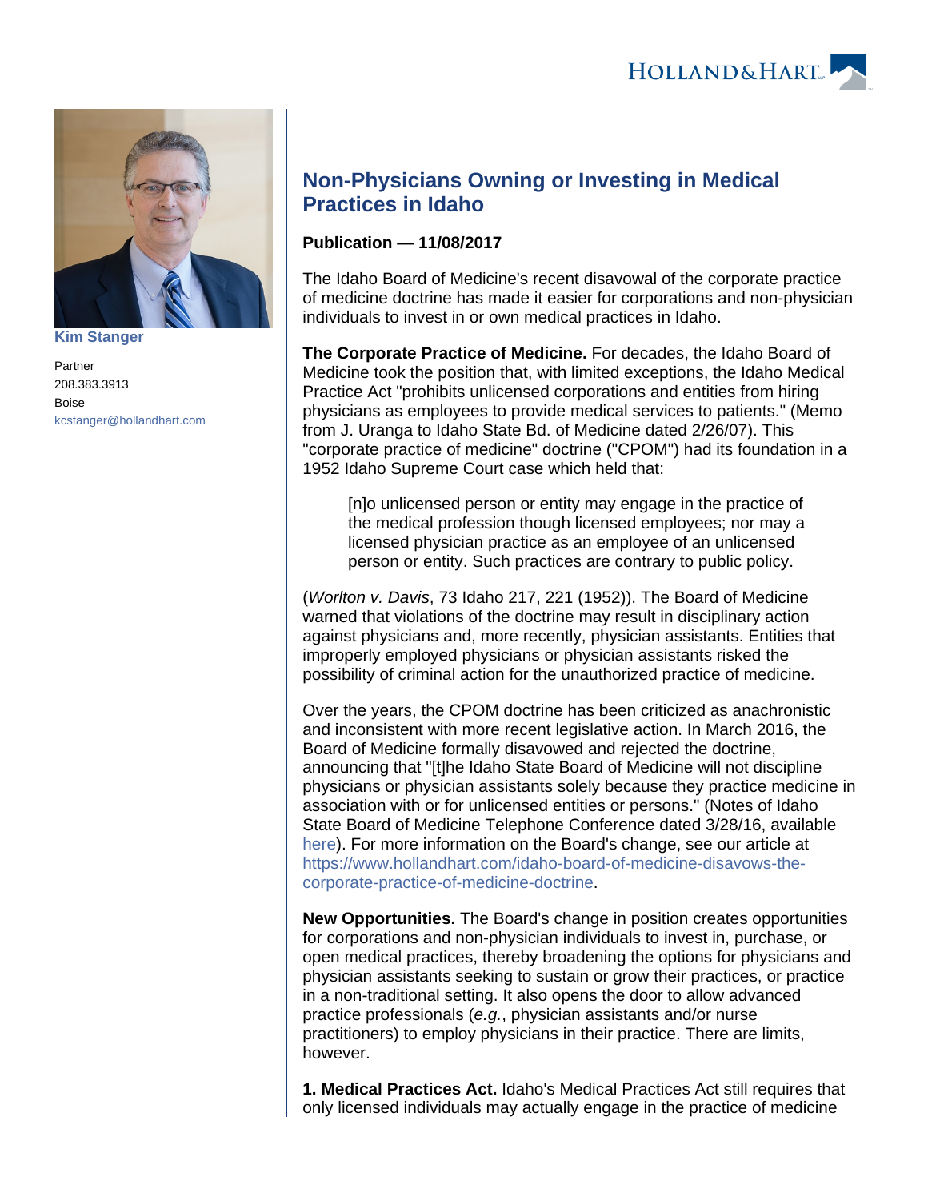Kim Stanger

Partner
208.383.3913
Boise
kcstanger@hollandhart.com

# Non-Physicians Owning or Investing in Medical Practices in Idaho

**Publication — 11/08/2017**

The Idaho Board of Medicine's recent disavowal of the corporate practice of medicine doctrine has made it easier for corporations and non-physician individuals to invest in or own medical practices in Idaho.

**The Corporate Practice of Medicine.** For decades, the Idaho Board of Medicine took the position that, with limited exceptions, the Idaho Medical Practice Act "prohibits unlicensed corporations and entities from hiring physicians as employees to provide medical services to patients." (Memo from J. Uranga to Idaho State Bd. of Medicine dated 2/26/07). This "corporate practice of medicine" doctrine ("CPOM") had its foundation in a 1952 Idaho Supreme Court case which held that:

> [n]o unlicensed person or entity may engage in the practice of the medical profession though licensed employees; nor may a licensed physician practice as an employee of an unlicensed person or entity. Such practices are contrary to public policy.

(*Worlton v. Davis*, 73 Idaho 217, 221 (1952)). The Board of Medicine warned that violations of the doctrine may result in disciplinary action against physicians and, more recently, physician assistants. Entities that improperly employed physicians or physician assistants risked the possibility of criminal action for the unauthorized practice of medicine.

Over the years, the CPOM doctrine has been criticized as anachronistic and inconsistent with more recent legislative action. In March 2016, the Board of Medicine formally disavowed and rejected the doctrine, announcing that "[t]he Idaho State Board of Medicine will not discipline physicians or physician assistants solely because they practice medicine in association with or for unlicensed entities or persons." (Notes of Idaho State Board of Medicine Telephone Conference dated 3/28/16, available here). For more information on the Board's change, see our article at https://www.hollandhart.com/idaho-board-of-medicine-disavows-the-corporate-practice-of-medicine-doctrine.

**New Opportunities.** The Board's change in position creates opportunities for corporations and non-physician individuals to invest in, purchase, or open medical practices, thereby broadening the options for physicians and physician assistants seeking to sustain or grow their practices, or practice in a non-traditional setting. It also opens the door to allow advanced practice professionals (*e.g.*, physician assistants and/or nurse practitioners) to employ physicians in their practice. There are limits, however.

**1. Medical Practices Act.** Idaho's Medical Practices Act still requires that only licensed individuals may actually engage in the practice of medicine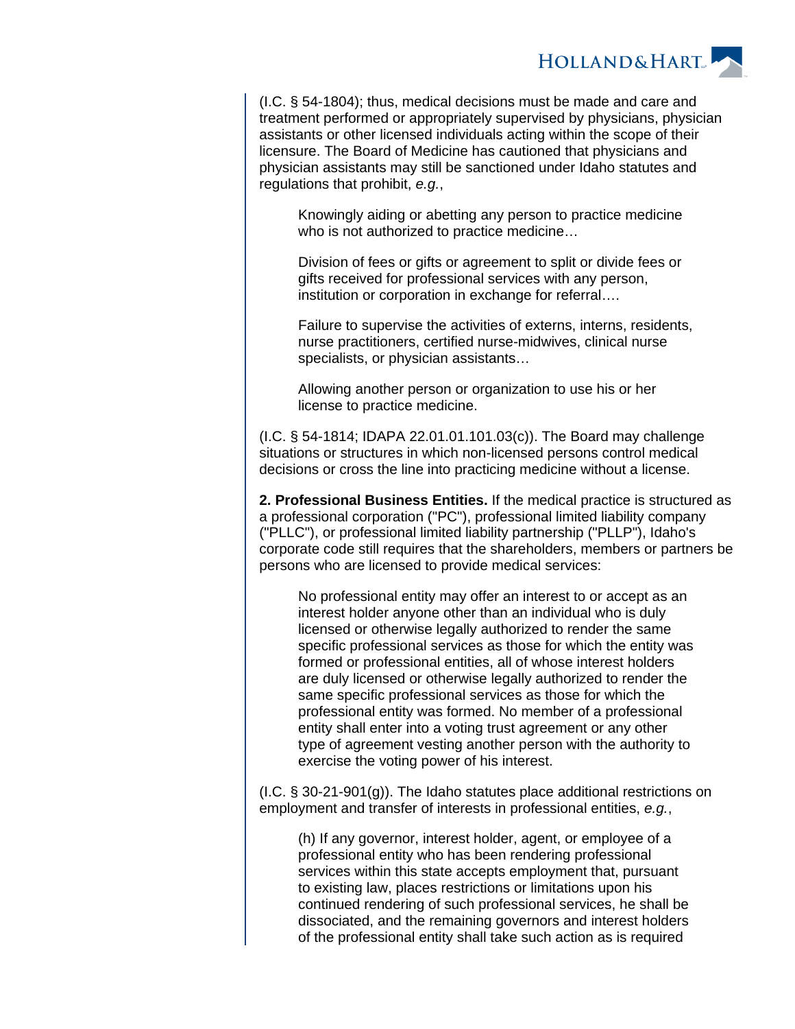(I.C. § 54-1804); thus, medical decisions must be made and care and treatment performed or appropriately supervised by physicians, physician assistants or other licensed individuals acting within the scope of their licensure. The Board of Medicine has cautioned that physicians and physician assistants may still be sanctioned under Idaho statutes and regulations that prohibit, *e.g.*,

> Knowingly aiding or abetting any person to practice medicine who is not authorized to practice medicine…
>
> Division of fees or gifts or agreement to split or divide fees or gifts received for professional services with any person, institution or corporation in exchange for referral….
>
> Failure to supervise the activities of externs, interns, residents, nurse practitioners, certified nurse-midwives, clinical nurse specialists, or physician assistants…
>
> Allowing another person or organization to use his or her license to practice medicine.

(I.C. § 54-1814; IDAPA 22.01.01.101.03(c)). The Board may challenge situations or structures in which non-licensed persons control medical decisions or cross the line into practicing medicine without a license.

**2. Professional Business Entities.** If the medical practice is structured as a professional corporation ("PC"), professional limited liability company ("PLLC"), or professional limited liability partnership ("PLLP"), Idaho's corporate code still requires that the shareholders, members or partners be persons who are licensed to provide medical services:

> No professional entity may offer an interest to or accept as an interest holder anyone other than an individual who is duly licensed or otherwise legally authorized to render the same specific professional services as those for which the entity was formed or professional entities, all of whose interest holders are duly licensed or otherwise legally authorized to render the same specific professional services as those for which the professional entity was formed. No member of a professional entity shall enter into a voting trust agreement or any other type of agreement vesting another person with the authority to exercise the voting power of his interest.

(I.C. § 30-21-901(g)). The Idaho statutes place additional restrictions on employment and transfer of interests in professional entities, *e.g.*,

> (h) If any governor, interest holder, agent, or employee of a professional entity who has been rendering professional services within this state accepts employment that, pursuant to existing law, places restrictions or limitations upon his continued rendering of such professional services, he shall be dissociated, and the remaining governors and interest holders of the professional entity shall take such action as is required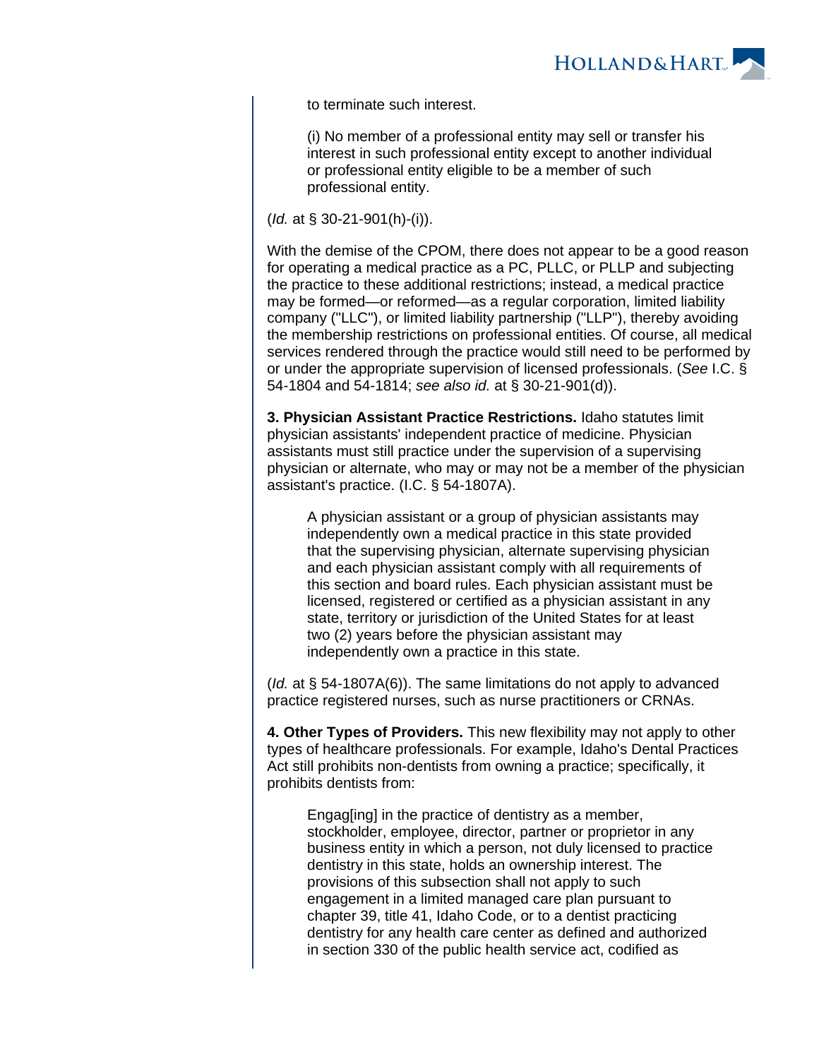> to terminate such interest.
>
> (i) No member of a professional entity may sell or transfer his interest in such professional entity except to another individual or professional entity eligible to be a member of such professional entity.

(*Id.* at § 30-21-901(h)-(i)).

With the demise of the CPOM, there does not appear to be a good reason for operating a medical practice as a PC, PLLC, or PLLP and subjecting the practice to these additional restrictions; instead, a medical practice may be formed—or reformed—as a regular corporation, limited liability company ("LLC"), or limited liability partnership ("LLP"), thereby avoiding the membership restrictions on professional entities. Of course, all medical services rendered through the practice would still need to be performed by or under the appropriate supervision of licensed professionals. (*See* I.C. § 54-1804 and 54-1814; *see also id.* at § 30-21-901(d)).

**3. Physician Assistant Practice Restrictions.** Idaho statutes limit physician assistants' independent practice of medicine. Physician assistants must still practice under the supervision of a supervising physician or alternate, who may or may not be a member of the physician assistant's practice. (I.C. § 54-1807A).

> A physician assistant or a group of physician assistants may independently own a medical practice in this state provided that the supervising physician, alternate supervising physician and each physician assistant comply with all requirements of this section and board rules. Each physician assistant must be licensed, registered or certified as a physician assistant in any state, territory or jurisdiction of the United States for at least two (2) years before the physician assistant may independently own a practice in this state.

(*Id.* at § 54-1807A(6)). The same limitations do not apply to advanced practice registered nurses, such as nurse practitioners or CRNAs.

**4. Other Types of Providers.** This new flexibility may not apply to other types of healthcare professionals. For example, Idaho's Dental Practices Act still prohibits non-dentists from owning a practice; specifically, it prohibits dentists from:

> Engag[ing] in the practice of dentistry as a member, stockholder, employee, director, partner or proprietor in any business entity in which a person, not duly licensed to practice dentistry in this state, holds an ownership interest. The provisions of this subsection shall not apply to such engagement in a limited managed care plan pursuant to chapter 39, title 41, Idaho Code, or to a dentist practicing dentistry for any health care center as defined and authorized in section 330 of the public health service act, codified as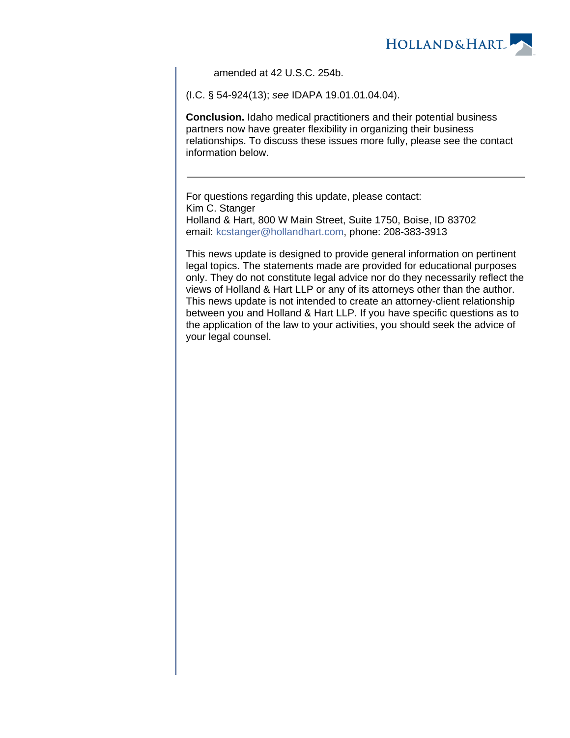amended at 42 U.S.C. 254b.

(I.C. § 54-924(13); *see* IDAPA 19.01.01.04.04).

**Conclusion.** Idaho medical practitioners and their potential business partners now have greater flexibility in organizing their business relationships. To discuss these issues more fully, please see the contact information below.

---

For questions regarding this update, please contact:
Kim C. Stanger
Holland & Hart, 800 W Main Street, Suite 1750, Boise, ID 83702
email: kcstanger@hollandhart.com, phone: 208-383-3913

This news update is designed to provide general information on pertinent legal topics. The statements made are provided for educational purposes only. They do not constitute legal advice nor do they necessarily reflect the views of Holland & Hart LLP or any of its attorneys other than the author. This news update is not intended to create an attorney-client relationship between you and Holland & Hart LLP. If you have specific questions as to the application of the law to your activities, you should seek the advice of your legal counsel.